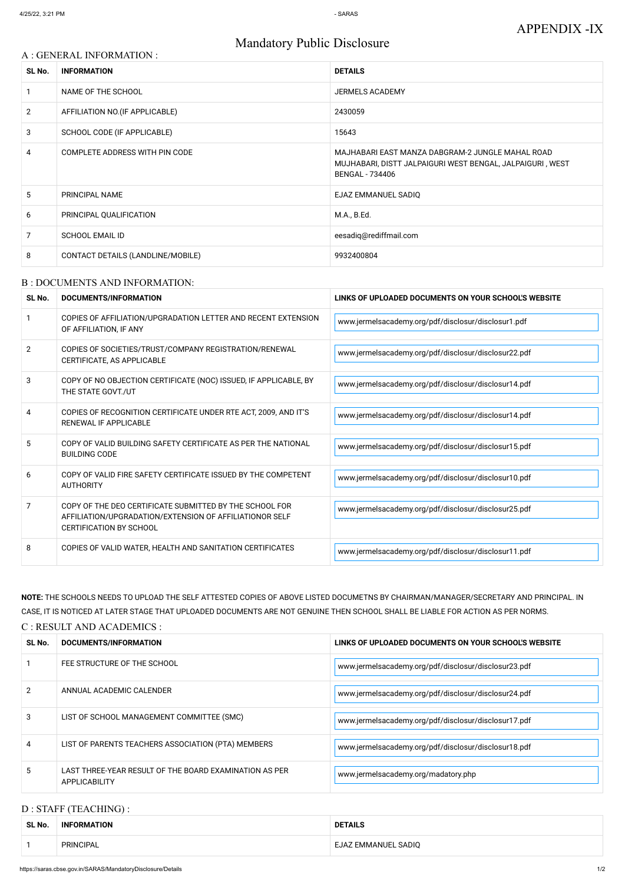APPENDIX -IX

# Mandatory Public Disclosure

## A : GENERAL INFORMATION :

| SL No. | INFORMATION | DETAILS |
|---|---|---|
| 1 | NAME OF THE SCHOOL | JERMELS ACADEMY |
| 2 | AFFILIATION NO.(IF APPLICABLE) | 2430059 |
| 3 | SCHOOL CODE (IF APPLICABLE) | 15643 |
| 4 | COMPLETE ADDRESS WITH PIN CODE | MAJHABARI EAST MANZA DABGRAM-2 JUNGLE MAHAL ROAD MUJHABARI, DISTT JALPAIGURI WEST BENGAL, JALPAIGURI , WEST BENGAL - 734406 |
| 5 | PRINCIPAL NAME | EJAZ EMMANUEL SADIQ |
| 6 | PRINCIPAL QUALIFICATION | M.A., B.Ed. |
| 7 | SCHOOL EMAIL ID | eesadiq@rediffmail.com |
| 8 | CONTACT DETAILS (LANDLINE/MOBILE) | 9932400804 |

## B : DOCUMENTS AND INFORMATION:

| SL No. | DOCUMENTS/INFORMATION | LINKS OF UPLOADED DOCUMENTS ON YOUR SCHOOL'S WEBSITE |
|---|---|---|
| 1 | COPIES OF AFFILIATION/UPGRADATION LETTER AND RECENT EXTENSION OF AFFILIATION, IF ANY | www.jermelsacademy.org/pdf/disclosur/disclosur1.pdf |
| 2 | COPIES OF SOCIETIES/TRUST/COMPANY REGISTRATION/RENEWAL CERTIFICATE, AS APPLICABLE | www.jermelsacademy.org/pdf/disclosur/disclosur22.pdf |
| 3 | COPY OF NO OBJECTION CERTIFICATE (NOC) ISSUED, IF APPLICABLE, BY THE STATE GOVT./UT | www.jermelsacademy.org/pdf/disclosur/disclosur14.pdf |
| 4 | COPIES OF RECOGNITION CERTIFICATE UNDER RTE ACT, 2009, AND IT'S RENEWAL IF APPLICABLE | www.jermelsacademy.org/pdf/disclosur/disclosur14.pdf |
| 5 | COPY OF VALID BUILDING SAFETY CERTIFICATE AS PER THE NATIONAL BUILDING CODE | www.jermelsacademy.org/pdf/disclosur/disclosur15.pdf |
| 6 | COPY OF VALID FIRE SAFETY CERTIFICATE ISSUED BY THE COMPETENT AUTHORITY | www.jermelsacademy.org/pdf/disclosur/disclosur10.pdf |
| 7 | COPY OF THE DEO CERTIFICATE SUBMITTED BY THE SCHOOL FOR AFFILIATION/UPGRADATION/EXTENSION OF AFFILIATIONOR SELF CERTIFICATION BY SCHOOL | www.jermelsacademy.org/pdf/disclosur/disclosur25.pdf |
| 8 | COPIES OF VALID WATER, HEALTH AND SANITATION CERTIFICATES | www.jermelsacademy.org/pdf/disclosur/disclosur11.pdf |

**NOTE:** THE SCHOOLS NEEDS TO UPLOAD THE SELF ATTESTED COPIES OF ABOVE LISTED DOCUMETNS BY CHAIRMAN/MANAGER/SECRETARY AND PRINCIPAL. IN CASE, IT IS NOTICED AT LATER STAGE THAT UPLOADED DOCUMENTS ARE NOT GENUINE THEN SCHOOL SHALL BE LIABLE FOR ACTION AS PER NORMS.

## C : RESULT AND ACADEMICS :

| SL No. | DOCUMENTS/INFORMATION | LINKS OF UPLOADED DOCUMENTS ON YOUR SCHOOL'S WEBSITE |
|---|---|---|
| 1 | FEE STRUCTURE OF THE SCHOOL | www.jermelsacademy.org/pdf/disclosur/disclosur23.pdf |
| 2 | ANNUAL ACADEMIC CALENDER | www.jermelsacademy.org/pdf/disclosur/disclosur24.pdf |
| 3 | LIST OF SCHOOL MANAGEMENT COMMITTEE (SMC) | www.jermelsacademy.org/pdf/disclosur/disclosur17.pdf |
| 4 | LIST OF PARENTS TEACHERS ASSOCIATION (PTA) MEMBERS | www.jermelsacademy.org/pdf/disclosur/disclosur18.pdf |
| 5 | LAST THREE-YEAR RESULT OF THE BOARD EXAMINATION AS PER APPLICABILITY | www.jermelsacademy.org/madatory.php |

## D : STAFF (TEACHING) :

| SL No. | INFORMATION | DETAILS |
|---|---|---|
| 1 | PRINCIPAL | EJAZ EMMANUEL SADIQ |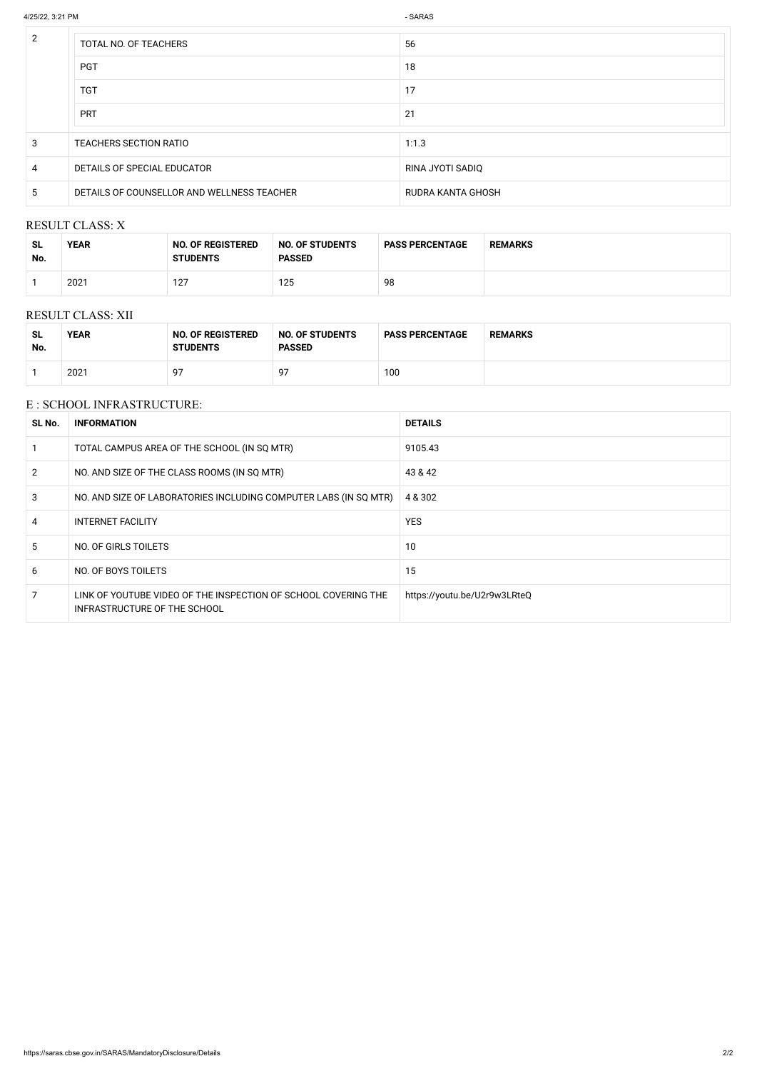| | | |
|---|---|---|
| 2 | TOTAL NO. OF TEACHERS | 56 |
| | PGT | 18 |
| | TGT | 17 |
| | PRT | 21 |
| 3 | TEACHERS SECTION RATIO | 1:1.3 |
| 4 | DETAILS OF SPECIAL EDUCATOR | RINA JYOTI SADIQ |
| 5 | DETAILS OF COUNSELLOR AND WELLNESS TEACHER | RUDRA KANTA GHOSH |

## RESULT CLASS: X

| SL No. | YEAR | NO. OF REGISTERED STUDENTS | NO. OF STUDENTS PASSED | PASS PERCENTAGE | REMARKS |
|---|---|---|---|---|---|
| 1 | 2021 | 127 | 125 | 98 | |

## RESULT CLASS: XII

| SL No. | YEAR | NO. OF REGISTERED STUDENTS | NO. OF STUDENTS PASSED | PASS PERCENTAGE | REMARKS |
|---|---|---|---|---|---|
| 1 | 2021 | 97 | 97 | 100 | |

## E : SCHOOL INFRASTRUCTURE:

| SL No. | INFORMATION | DETAILS |
|---|---|---|
| 1 | TOTAL CAMPUS AREA OF THE SCHOOL (IN SQ MTR) | 9105.43 |
| 2 | NO. AND SIZE OF THE CLASS ROOMS (IN SQ MTR) | 43 & 42 |
| 3 | NO. AND SIZE OF LABORATORIES INCLUDING COMPUTER LABS (IN SQ MTR) | 4 & 302 |
| 4 | INTERNET FACILITY | YES |
| 5 | NO. OF GIRLS TOILETS | 10 |
| 6 | NO. OF BOYS TOILETS | 15 |
| 7 | LINK OF YOUTUBE VIDEO OF THE INSPECTION OF SCHOOL COVERING THE INFRASTRUCTURE OF THE SCHOOL | https://youtu.be/U2r9w3LRteQ |